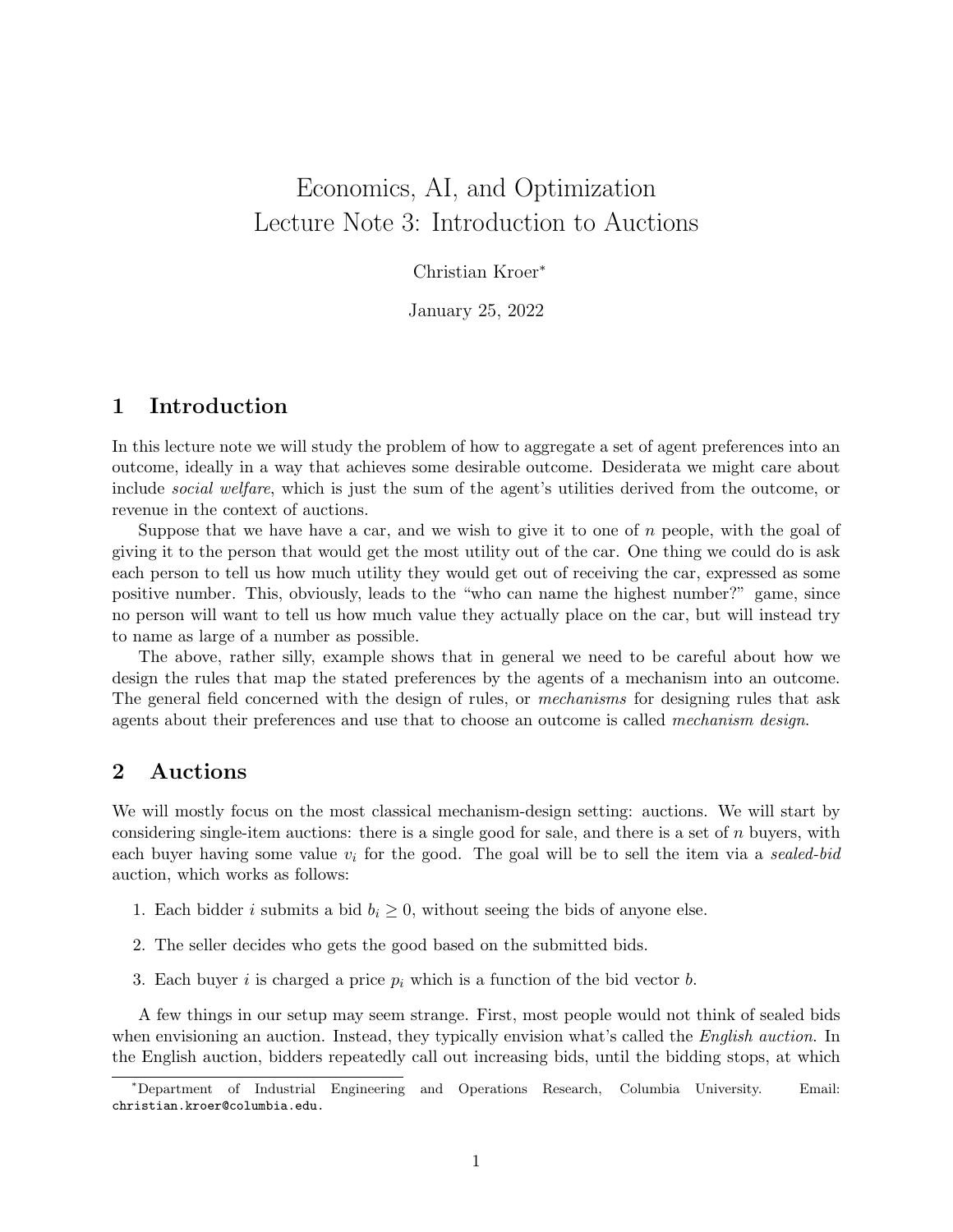# Economics, AI, and Optimization
# Lecture Note 3: Introduction to Auctions

Christian Kroer[*]

January 25, 2022

## 1 Introduction

In this lecture note we will study the problem of how to aggregate a set of agent preferences into an outcome, ideally in a way that achieves some desirable outcome. Desiderata we might care about include *social welfare*, which is just the sum of the agent's utilities derived from the outcome, or revenue in the context of auctions.

Suppose that we have have a car, and we wish to give it to one of $n$ people, with the goal of giving it to the person that would get the most utility out of the car. One thing we could do is ask each person to tell us how much utility they would get out of receiving the car, expressed as some positive number. This, obviously, leads to the "who can name the highest number?" game, since no person will want to tell us how much value they actually place on the car, but will instead try to name as large of a number as possible.

The above, rather silly, example shows that in general we need to be careful about how we design the rules that map the stated preferences by the agents of a mechanism into an outcome. The general field concerned with the design of rules, or *mechanisms* for designing rules that ask agents about their preferences and use that to choose an outcome is called *mechanism design*.

## 2 Auctions

We will mostly focus on the most classical mechanism-design setting: auctions. We will start by considering single-item auctions: there is a single good for sale, and there is a set of $n$ buyers, with each buyer having some value $v_i$ for the good. The goal will be to sell the item via a *sealed-bid* auction, which works as follows:

1. Each bidder $i$ submits a bid $b_i \geq 0$, without seeing the bids of anyone else.
2. The seller decides who gets the good based on the submitted bids.
3. Each buyer $i$ is charged a price $p_i$ which is a function of the bid vector $b$.

A few things in our setup may seem strange. First, most people would not think of sealed bids when envisioning an auction. Instead, they typically envision what's called the *English auction*. In the English auction, bidders repeatedly call out increasing bids, until the bidding stops, at which

[*]Department of Industrial Engineering and Operations Research, Columbia University. Email: christian.kroer@columbia.edu.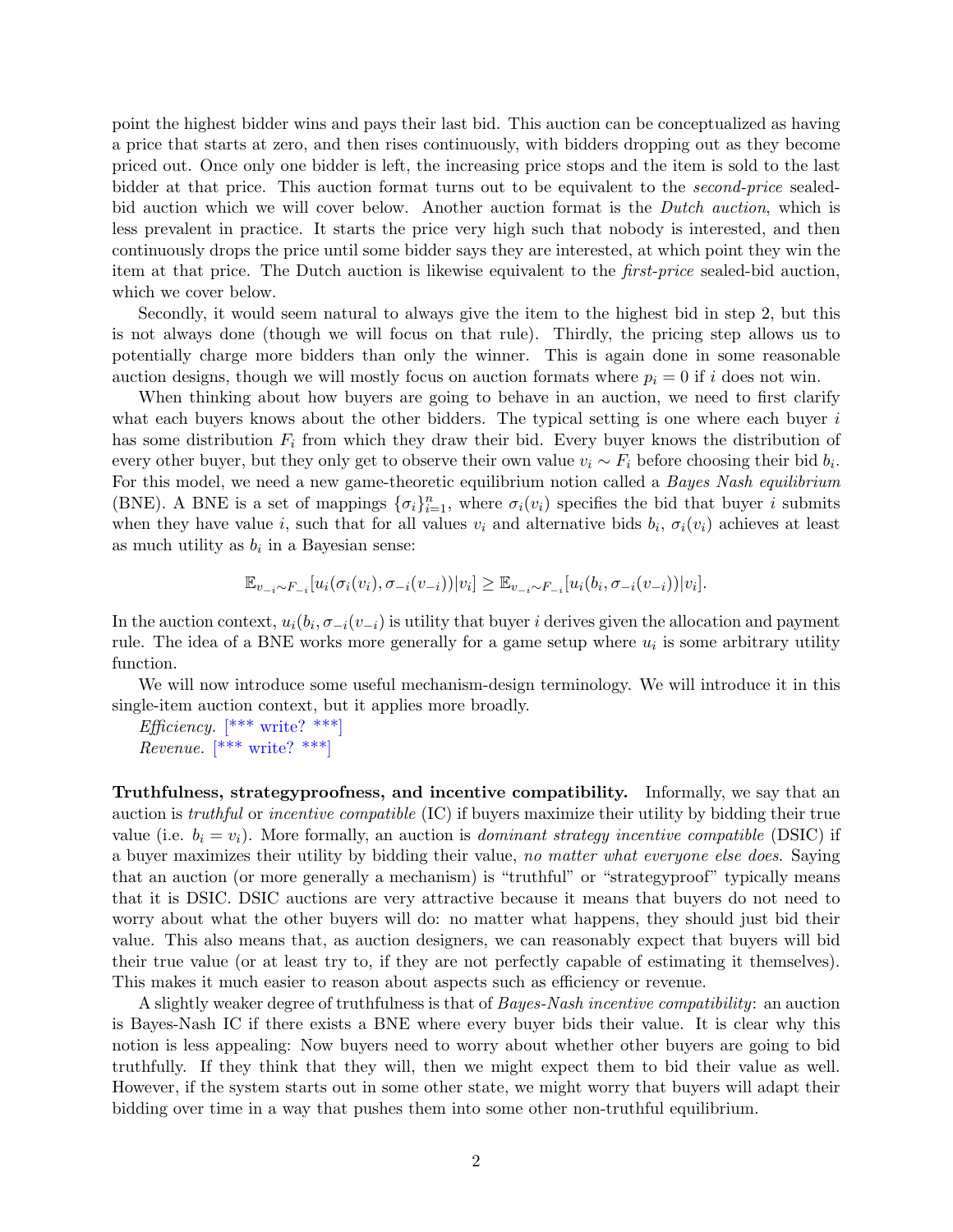point the highest bidder wins and pays their last bid. This auction can be conceptualized as having a price that starts at zero, and then rises continuously, with bidders dropping out as they become priced out. Once only one bidder is left, the increasing price stops and the item is sold to the last bidder at that price. This auction format turns out to be equivalent to the *second-price* sealed-bid auction which we will cover below. Another auction format is the *Dutch auction*, which is less prevalent in practice. It starts the price very high such that nobody is interested, and then continuously drops the price until some bidder says they are interested, at which point they win the item at that price. The Dutch auction is likewise equivalent to the *first-price* sealed-bid auction, which we cover below.

Secondly, it would seem natural to always give the item to the highest bid in step 2, but this is not always done (though we will focus on that rule). Thirdly, the pricing step allows us to potentially charge more bidders than only the winner. This is again done in some reasonable auction designs, though we will mostly focus on auction formats where $p_i = 0$ if $i$ does not win.

When thinking about how buyers are going to behave in an auction, we need to first clarify what each buyers knows about the other bidders. The typical setting is one where each buyer $i$ has some distribution $F_i$ from which they draw their bid. Every buyer knows the distribution of every other buyer, but they only get to observe their own value $v_i \sim F_i$ before choosing their bid $b_i$. For this model, we need a new game-theoretic equilibrium notion called a *Bayes Nash equilibrium* (BNE). A BNE is a set of mappings $\{\sigma_i\}_{i=1}^n$, where $\sigma_i(v_i)$ specifies the bid that buyer $i$ submits when they have value $i$, such that for all values $v_i$ and alternative bids $b_i$, $\sigma_i(v_i)$ achieves at least as much utility as $b_i$ in a Bayesian sense:

$$\mathbb{E}_{v_{-i} \sim F_{-i}}[u_i(\sigma_i(v_i), \sigma_{-i}(v_{-i}))|v_i] \geq \mathbb{E}_{v_{-i} \sim F_{-i}}[u_i(b_i, \sigma_{-i}(v_{-i}))|v_i].$$

In the auction context, $u_i(b_i, \sigma_{-i}(v_{-i})$ is utility that buyer $i$ derives given the allocation and payment rule. The idea of a BNE works more generally for a game setup where $u_i$ is some arbitrary utility function.

We will now introduce some useful mechanism-design terminology. We will introduce it in this single-item auction context, but it applies more broadly.

*Efficiency.* [*** write? ***]

*Revenue.* [*** write? ***]

**Truthfulness, strategyproofness, and incentive compatibility.** Informally, we say that an auction is *truthful* or *incentive compatible* (IC) if buyers maximize their utility by bidding their true value (i.e. $b_i = v_i$). More formally, an auction is *dominant strategy incentive compatible* (DSIC) if a buyer maximizes their utility by bidding their value, *no matter what everyone else does.* Saying that an auction (or more generally a mechanism) is "truthful" or "strategyproof" typically means that it is DSIC. DSIC auctions are very attractive because it means that buyers do not need to worry about what the other buyers will do: no matter what happens, they should just bid their value. This also means that, as auction designers, we can reasonably expect that buyers will bid their true value (or at least try to, if they are not perfectly capable of estimating it themselves). This makes it much easier to reason about aspects such as efficiency or revenue.

A slightly weaker degree of truthfulness is that of *Bayes-Nash incentive compatibility*: an auction is Bayes-Nash IC if there exists a BNE where every buyer bids their value. It is clear why this notion is less appealing: Now buyers need to worry about whether other buyers are going to bid truthfully. If they think that they will, then we might expect them to bid their value as well. However, if the system starts out in some other state, we might worry that buyers will adapt their bidding over time in a way that pushes them into some other non-truthful equilibrium.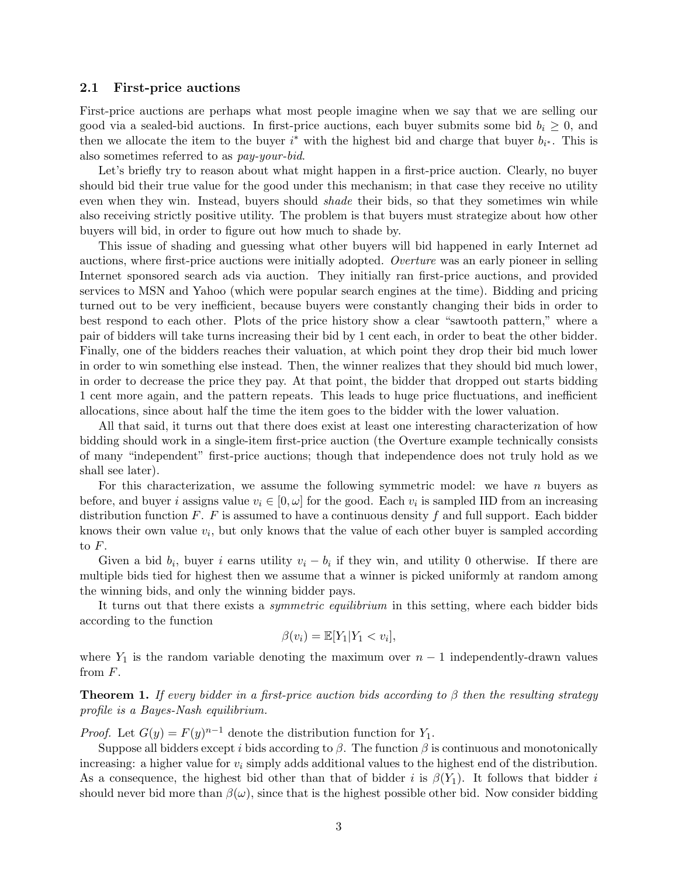### 2.1 First-price auctions

First-price auctions are perhaps what most people imagine when we say that we are selling our good via a sealed-bid auctions. In first-price auctions, each buyer submits some bid $b_i \geq 0$, and then we allocate the item to the buyer $i^*$ with the highest bid and charge that buyer $b_{i^*}$. This is also sometimes referred to as *pay-your-bid*.

Let's briefly try to reason about what might happen in a first-price auction. Clearly, no buyer should bid their true value for the good under this mechanism; in that case they receive no utility even when they win. Instead, buyers should *shade* their bids, so that they sometimes win while also receiving strictly positive utility. The problem is that buyers must strategize about how other buyers will bid, in order to figure out how much to shade by.

This issue of shading and guessing what other buyers will bid happened in early Internet ad auctions, where first-price auctions were initially adopted. *Overture* was an early pioneer in selling Internet sponsored search ads via auction. They initially ran first-price auctions, and provided services to MSN and Yahoo (which were popular search engines at the time). Bidding and pricing turned out to be very inefficient, because buyers were constantly changing their bids in order to best respond to each other. Plots of the price history show a clear "sawtooth pattern," where a pair of bidders will take turns increasing their bid by 1 cent each, in order to beat the other bidder. Finally, one of the bidders reaches their valuation, at which point they drop their bid much lower in order to win something else instead. Then, the winner realizes that they should bid much lower, in order to decrease the price they pay. At that point, the bidder that dropped out starts bidding 1 cent more again, and the pattern repeats. This leads to huge price fluctuations, and inefficient allocations, since about half the time the item goes to the bidder with the lower valuation.

All that said, it turns out that there does exist at least one interesting characterization of how bidding should work in a single-item first-price auction (the Overture example technically consists of many "independent" first-price auctions; though that independence does not truly hold as we shall see later).

For this characterization, we assume the following symmetric model: we have $n$ buyers as before, and buyer $i$ assigns value $v_i \in [0, \omega]$ for the good. Each $v_i$ is sampled IID from an increasing distribution function $F$. $F$ is assumed to have a continuous density $f$ and full support. Each bidder knows their own value $v_i$, but only knows that the value of each other buyer is sampled according to $F$.

Given a bid $b_i$, buyer $i$ earns utility $v_i - b_i$ if they win, and utility 0 otherwise. If there are multiple bids tied for highest then we assume that a winner is picked uniformly at random among the winning bids, and only the winning bidder pays.

It turns out that there exists a *symmetric equilibrium* in this setting, where each bidder bids according to the function

$$\beta(v_i) = \mathbb{E}[Y_1 | Y_1 < v_i],$$

where $Y_1$ is the random variable denoting the maximum over $n-1$ independently-drawn values from $F$.

**Theorem 1.** *If every bidder in a first-price auction bids according to $\beta$ then the resulting strategy profile is a Bayes-Nash equilibrium.*

*Proof.* Let $G(y) = F(y)^{n-1}$ denote the distribution function for $Y_1$.

Suppose all bidders except $i$ bids according to $\beta$. The function $\beta$ is continuous and monotonically increasing: a higher value for $v_i$ simply adds additional values to the highest end of the distribution. As a consequence, the highest bid other than that of bidder $i$ is $\beta(Y_1)$. It follows that bidder $i$ should never bid more than $\beta(\omega)$, since that is the highest possible other bid. Now consider bidding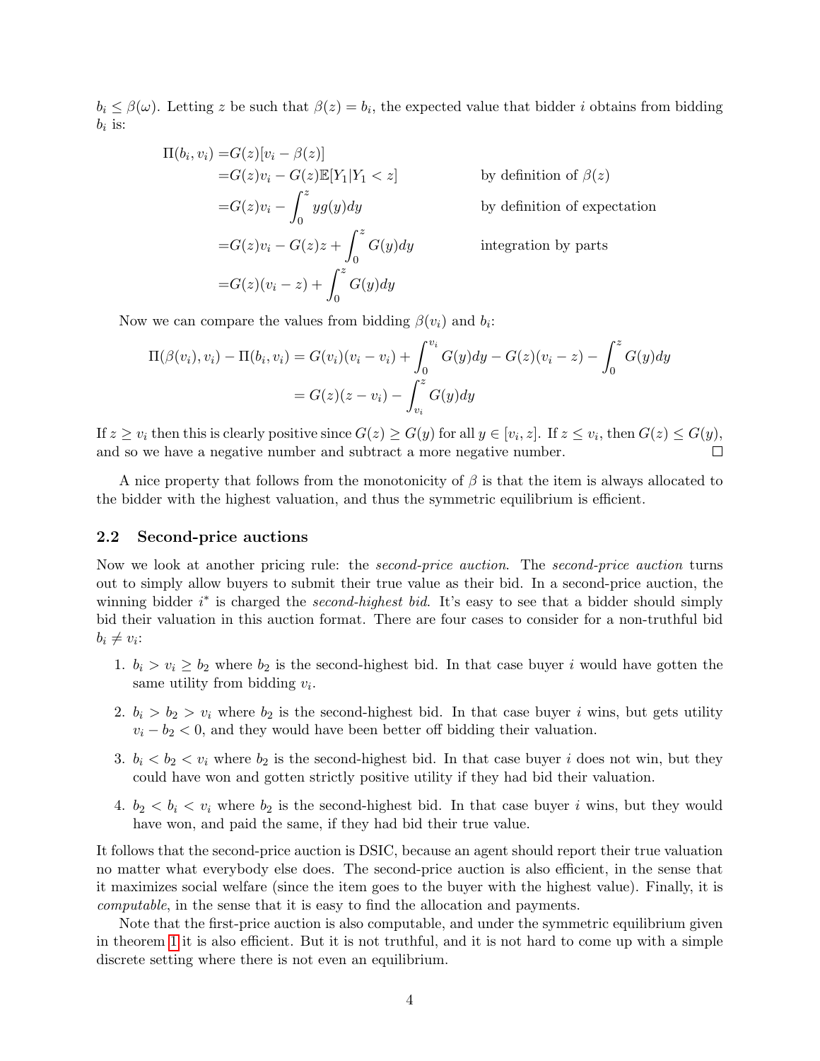$b_i \leq \beta(\omega)$. Letting $z$ be such that $\beta(z) = b_i$, the expected value that bidder $i$ obtains from bidding $b_i$ is:

$$
\begin{aligned}
\Pi(b_i, v_i) =& G(z)[v_i - \beta(z)] \\
=& G(z)v_i - G(z)\mathbb{E}[Y_1 | Y_1 < z] && \text{by definition of } \beta(z) \\
=& G(z)v_i - \int_0^z y g(y) dy && \text{by definition of expectation} \\
=& G(z)v_i - G(z)z + \int_0^z G(y) dy && \text{integration by parts} \\
=& G(z)(v_i - z) + \int_0^z G(y) dy
\end{aligned}
$$

Now we can compare the values from bidding $\beta(v_i)$ and $b_i$:

$$
\begin{aligned}
\Pi(\beta(v_i), v_i) - \Pi(b_i, v_i) &= G(v_i)(v_i - v_i) + \int_0^{v_i} G(y) dy - G(z)(v_i - z) - \int_0^z G(y) dy \\
&= G(z)(z - v_i) - \int_{v_i}^z G(y) dy
\end{aligned}
$$

If $z \geq v_i$ then this is clearly positive since $G(z) \geq G(y)$ for all $y \in [v_i, z]$. If $z \leq v_i$, then $G(z) \leq G(y)$, and so we have a negative number and subtract a more negative number. □

A nice property that follows from the monotonicity of $\beta$ is that the item is always allocated to the bidder with the highest valuation, and thus the symmetric equilibrium is efficient.

### 2.2 Second-price auctions

Now we look at another pricing rule: the *second-price auction*. The *second-price auction* turns out to simply allow buyers to submit their true value as their bid. In a second-price auction, the winning bidder $i^*$ is charged the *second-highest bid*. It's easy to see that a bidder should simply bid their valuation in this auction format. There are four cases to consider for a non-truthful bid $b_i \neq v_i$:

1. $b_i > v_i \geq b_2$ where $b_2$ is the second-highest bid. In that case buyer $i$ would have gotten the same utility from bidding $v_i$.
2. $b_i > b_2 > v_i$ where $b_2$ is the second-highest bid. In that case buyer $i$ wins, but gets utility $v_i - b_2 < 0$, and they would have been better off bidding their valuation.
3. $b_i < b_2 < v_i$ where $b_2$ is the second-highest bid. In that case buyer $i$ does not win, but they could have won and gotten strictly positive utility if they had bid their valuation.
4. $b_2 < b_i < v_i$ where $b_2$ is the second-highest bid. In that case buyer $i$ wins, but they would have won, and paid the same, if they had bid their true value.

It follows that the second-price auction is DSIC, because an agent should report their true valuation no matter what everybody else does. The second-price auction is also efficient, in the sense that it maximizes social welfare (since the item goes to the buyer with the highest value). Finally, it is *computable*, in the sense that it is easy to find the allocation and payments.

Note that the first-price auction is also computable, and under the symmetric equilibrium given in theorem 1 it is also efficient. But it is not truthful, and it is not hard to come up with a simple discrete setting where there is not even an equilibrium.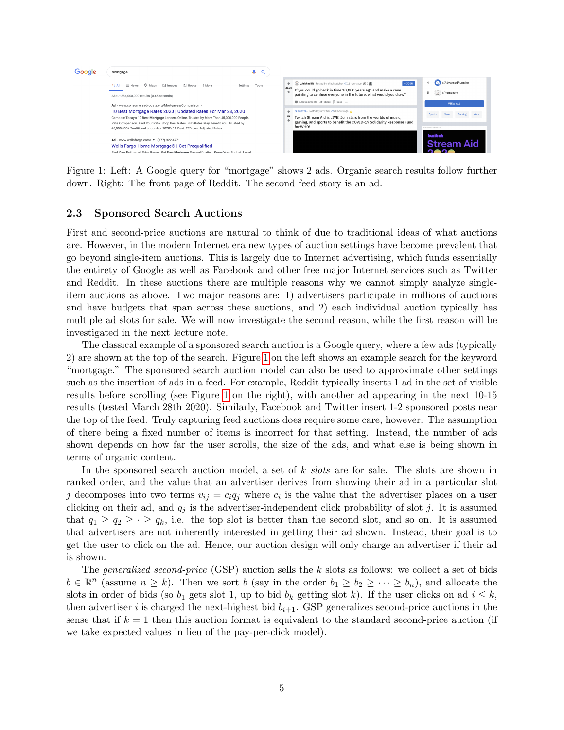Figure 1: Left: A Google query for "mortgage" shows 2 ads. Organic search results follow further down. Right: The front page of Reddit. The second feed story is an ad.

### 2.3 Sponsored Search Auctions

First and second-price auctions are natural to think of due to traditional ideas of what auctions are. However, in the modern Internet era new types of auction settings have become prevalent that go beyond single-item auctions. This is largely due to Internet advertising, which funds essentially the entirety of Google as well as Facebook and other free major Internet services such as Twitter and Reddit. In these auctions there are multiple reasons why we cannot simply analyze single-item auctions as above. Two major reasons are: 1) advertisers participate in millions of auctions and have budgets that span across these auctions, and 2) each individual auction typically has multiple ad slots for sale. We will now investigate the second reason, while the first reason will be investigated in the next lecture note.

The classical example of a sponsored search auction is a Google query, where a few ads (typically 2) are shown at the top of the search. Figure 1 on the left shows an example search for the keyword "mortgage." The sponsored search auction model can also be used to approximate other settings such as the insertion of ads in a feed. For example, Reddit typically inserts 1 ad in the set of visible results before scrolling (see Figure 1 on the right), with another ad appearing in the next 10-15 results (tested March 28th 2020). Similarly, Facebook and Twitter insert 1-2 sponsored posts near the top of the feed. Truly capturing feed auctions does require some care, however. The assumption of there being a fixed number of items is incorrect for that setting. Instead, the number of ads shown depends on how far the user scrolls, the size of the ads, and what else is being shown in terms of organic content.

In the sponsored search auction model, a set of $k$ *slots* are for sale. The slots are shown in ranked order, and the value that an advertiser derives from showing their ad in a particular slot $j$ decomposes into two terms $v_{ij} = c_i q_j$ where $c_i$ is the value that the advertiser places on a user clicking on their ad, and $q_j$ is the advertiser-independent click probability of slot $j$. It is assumed that $q_1 \geq q_2 \geq \cdot \geq q_k$, i.e. the top slot is better than the second slot, and so on. It is assumed that advertisers are not inherently interested in getting their ad shown. Instead, their goal is to get the user to click on the ad. Hence, our auction design will only charge an advertiser if their ad is shown.

The *generalized second-price* (GSP) auction sells the $k$ slots as follows: we collect a set of bids $b \in \mathbb{R}^n$ (assume $n \geq k$). Then we sort $b$ (say in the order $b_1 \geq b_2 \geq \cdots \geq b_n$), and allocate the slots in order of bids (so $b_1$ gets slot 1, up to bid $b_k$ getting slot $k$). If the user clicks on ad $i \leq k$, then advertiser $i$ is charged the next-highest bid $b_{i+1}$. GSP generalizes second-price auctions in the sense that if $k = 1$ then this auction format is equivalent to the standard second-price auction (if we take expected values in lieu of the pay-per-click model).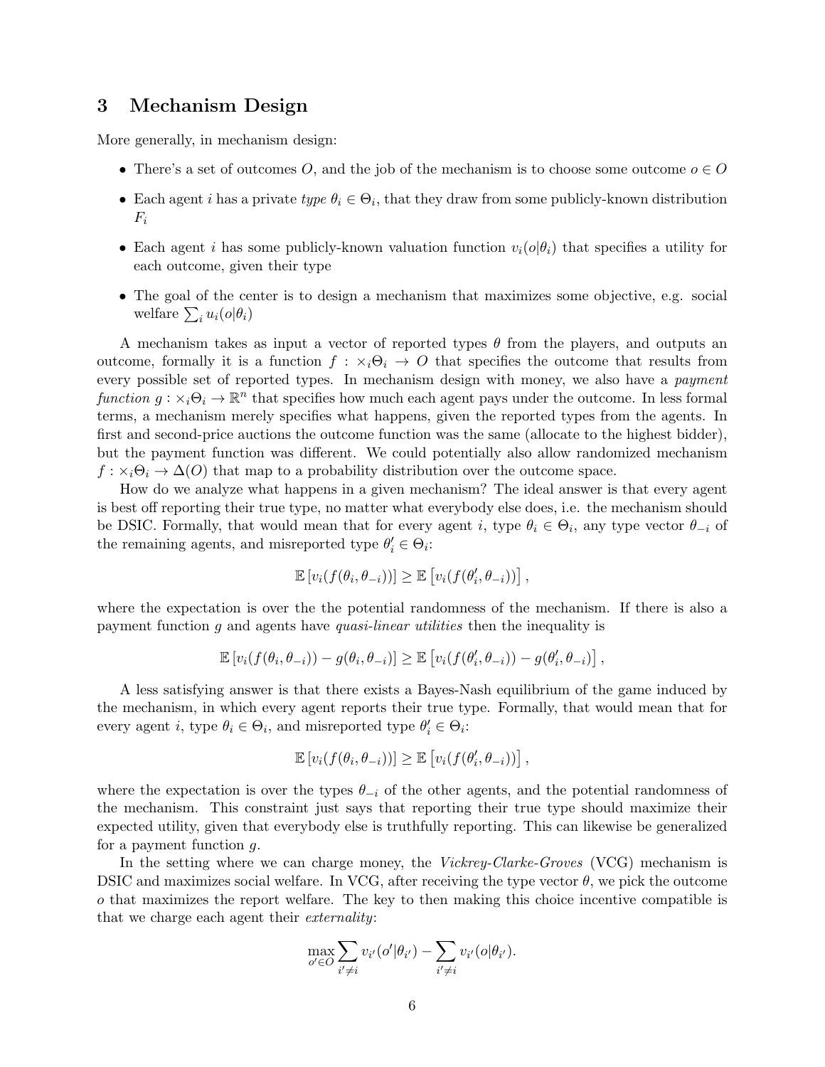## 3 Mechanism Design

More generally, in mechanism design:

- There's a set of outcomes $O$, and the job of the mechanism is to choose some outcome $o \in O$
- Each agent $i$ has a private *type* $\theta_i \in \Theta_i$, that they draw from some publicly-known distribution $F_i$
- Each agent $i$ has some publicly-known valuation function $v_i(o|\theta_i)$ that specifies a utility for each outcome, given their type
- The goal of the center is to design a mechanism that maximizes some objective, e.g. social welfare $\sum_i u_i(o|\theta_i)$

A mechanism takes as input a vector of reported types $\theta$ from the players, and outputs an outcome, formally it is a function $f : \times_i \Theta_i \to O$ that specifies the outcome that results from every possible set of reported types. In mechanism design with money, we also have a *payment function* $g : \times_i \Theta_i \to \mathbb{R}^n$ that specifies how much each agent pays under the outcome. In less formal terms, a mechanism merely specifies what happens, given the reported types from the agents. In first and second-price auctions the outcome function was the same (allocate to the highest bidder), but the payment function was different. We could potentially also allow randomized mechanism $f : \times_i \Theta_i \to \Delta(O)$ that map to a probability distribution over the outcome space.

How do we analyze what happens in a given mechanism? The ideal answer is that every agent is best off reporting their true type, no matter what everybody else does, i.e. the mechanism should be DSIC. Formally, that would mean that for every agent $i$, type $\theta_i \in \Theta_i$, any type vector $\theta_{-i}$ of the remaining agents, and misreported type $\theta_i' \in \Theta_i$:

$$\mathbb{E}\left[v_i(f(\theta_i, \theta_{-i}))\right] \geq \mathbb{E}\left[v_i(f(\theta_i', \theta_{-i}))\right],$$

where the expectation is over the the potential randomness of the mechanism. If there is also a payment function $g$ and agents have *quasi-linear utilities* then the inequality is

$$\mathbb{E}\left[v_i(f(\theta_i, \theta_{-i})) - g(\theta_i, \theta_{-i})\right] \geq \mathbb{E}\left[v_i(f(\theta_i', \theta_{-i})) - g(\theta_i', \theta_{-i})\right],$$

A less satisfying answer is that there exists a Bayes-Nash equilibrium of the game induced by the mechanism, in which every agent reports their true type. Formally, that would mean that for every agent $i$, type $\theta_i \in \Theta_i$, and misreported type $\theta_i' \in \Theta_i$:

$$\mathbb{E}\left[v_i(f(\theta_i, \theta_{-i}))\right] \geq \mathbb{E}\left[v_i(f(\theta_i', \theta_{-i}))\right],$$

where the expectation is over the types $\theta_{-i}$ of the other agents, and the potential randomness of the mechanism. This constraint just says that reporting their true type should maximize their expected utility, given that everybody else is truthfully reporting. This can likewise be generalized for a payment function $g$.

In the setting where we can charge money, the *Vickrey-Clarke-Groves* (VCG) mechanism is DSIC and maximizes social welfare. In VCG, after receiving the type vector $\theta$, we pick the outcome $o$ that maximizes the report welfare. The key to then making this choice incentive compatible is that we charge each agent their *externality*:

$$\max_{o' \in O} \sum_{i' \neq i} v_{i'}(o'|\theta_{i'}) - \sum_{i' \neq i} v_{i'}(o|\theta_{i'}).$$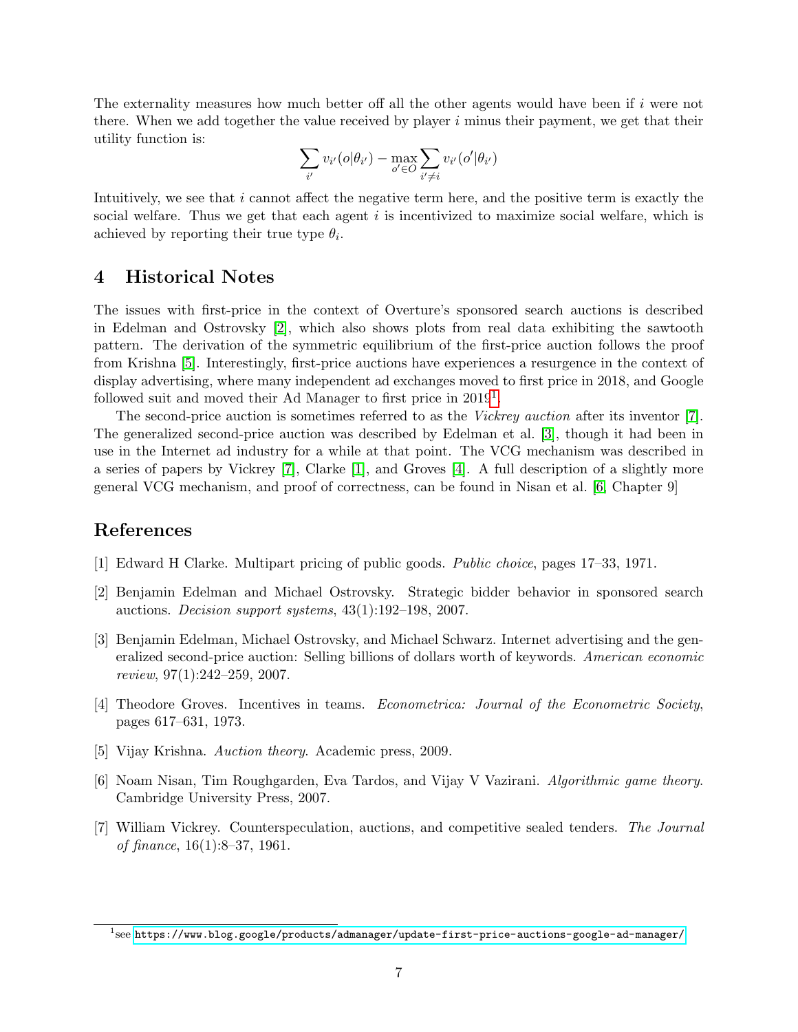The externality measures how much better off all the other agents would have been if $i$ were not there. When we add together the value received by player $i$ minus their payment, we get that their utility function is:

$$\sum_{i'} v_{i'}(o|\theta_{i'}) - \max_{o' \in O} \sum_{i' \neq i} v_{i'}(o'|\theta_{i'})$$

Intuitively, we see that $i$ cannot affect the negative term here, and the positive term is exactly the social welfare. Thus we get that each agent $i$ is incentivized to maximize social welfare, which is achieved by reporting their true type $\theta_i$.

## 4 Historical Notes

The issues with first-price in the context of Overture's sponsored search auctions is described in Edelman and Ostrovsky [2], which also shows plots from real data exhibiting the sawtooth pattern. The derivation of the symmetric equilibrium of the first-price auction follows the proof from Krishna [5]. Interestingly, first-price auctions have experiences a resurgence in the context of display advertising, where many independent ad exchanges moved to first price in 2018, and Google followed suit and moved their Ad Manager to first price in 2019[1].

The second-price auction is sometimes referred to as the *Vickrey auction* after its inventor [7]. The generalized second-price auction was described by Edelman et al. [3], though it had been in use in the Internet ad industry for a while at that point. The VCG mechanism was described in a series of papers by Vickrey [7], Clarke [1], and Groves [4]. A full description of a slightly more general VCG mechanism, and proof of correctness, can be found in Nisan et al. [6, Chapter 9]

## References

[1] Edward H Clarke. Multipart pricing of public goods. *Public choice*, pages 17–33, 1971.

[2] Benjamin Edelman and Michael Ostrovsky. Strategic bidder behavior in sponsored search auctions. *Decision support systems*, 43(1):192–198, 2007.

[3] Benjamin Edelman, Michael Ostrovsky, and Michael Schwarz. Internet advertising and the generalized second-price auction: Selling billions of dollars worth of keywords. *American economic review*, 97(1):242–259, 2007.

[4] Theodore Groves. Incentives in teams. *Econometrica: Journal of the Econometric Society*, pages 617–631, 1973.

[5] Vijay Krishna. *Auction theory*. Academic press, 2009.

[6] Noam Nisan, Tim Roughgarden, Eva Tardos, and Vijay V Vazirani. *Algorithmic game theory*. Cambridge University Press, 2007.

[7] William Vickrey. Counterspeculation, auctions, and competitive sealed tenders. *The Journal of finance*, 16(1):8–37, 1961.

---

[1] see https://www.blog.google/products/admanager/update-first-price-auctions-google-ad-manager/